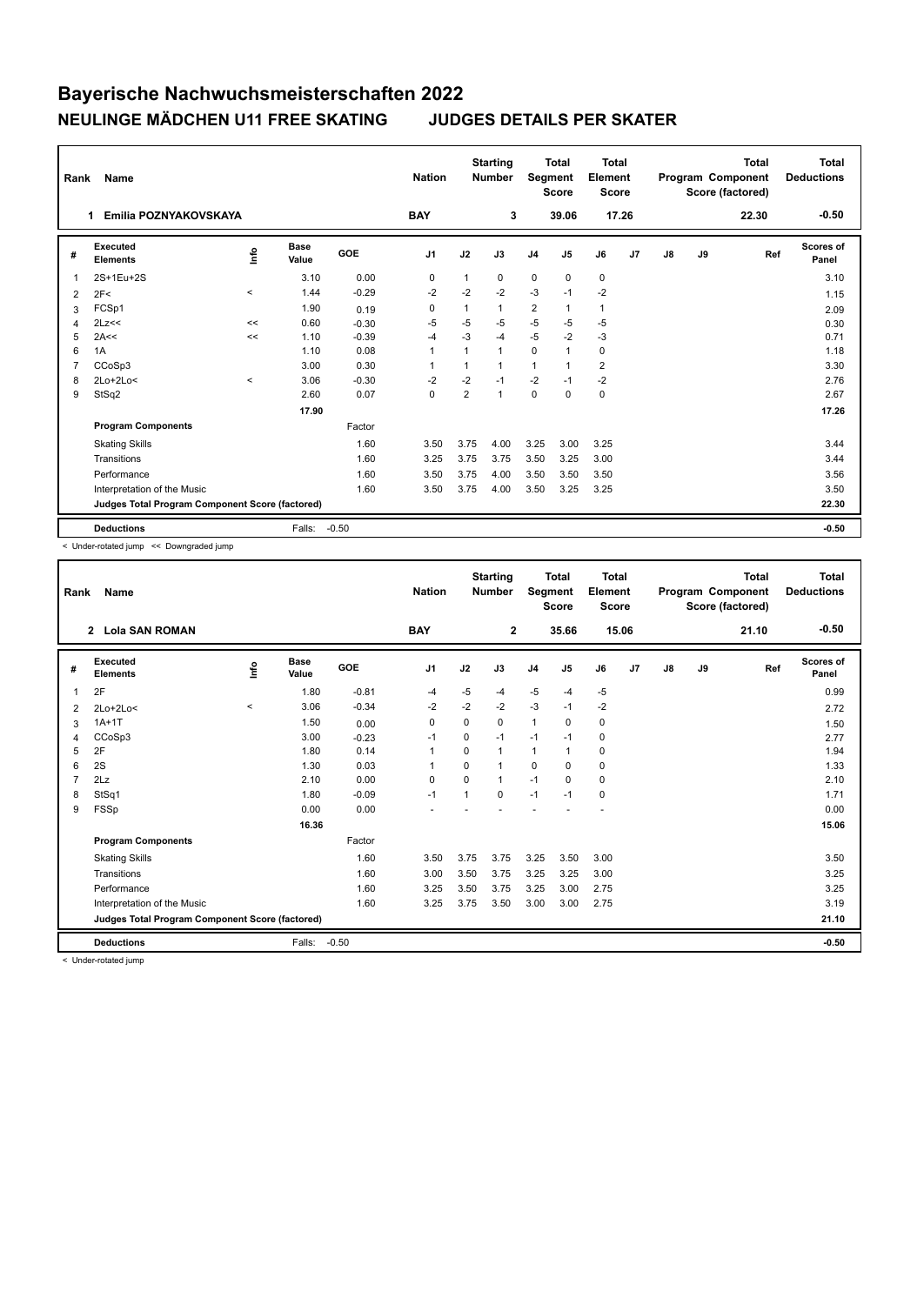# Bayerische Nachwuchsmeisterschaften 2022

## NEULINGE MÄDCHEN U11 FREE SKATING JUDGES DETAILS PER SKATER

| Rank | Name | Nation | Starting Number | Total Segment Score | Total Element Score | Total Program Component Score (factored) | Total Deductions |
|---|---|---|---|---|---|---|---|
| 1 | Emilia POZNYAKOVSKAYA | BAY | 3 | 39.06 | 17.26 | 22.30 | -0.50 |

| # | Executed Elements | Info | Base Value | GOE | J1 | J2 | J3 | J4 | J5 | J6 | J7 | J8 | J9 | Ref | Scores of Panel |
|---|---|---|---|---|---|---|---|---|---|---|---|---|---|---|---|
| 1 | 2S+1Eu+2S | | 3.10 | 0.00 | 0 | 1 | 0 | 0 | 0 | 0 | | | | | 3.10 |
| 2 | 2F< | < | 1.44 | -0.29 | -2 | -2 | -2 | -3 | -1 | -2 | | | | | 1.15 |
| 3 | FCSp1 | | 1.90 | 0.19 | 0 | 1 | 1 | 2 | 1 | 1 | | | | | 2.09 |
| 4 | 2Lz<< | << | 0.60 | -0.30 | -5 | -5 | -5 | -5 | -5 | -5 | | | | | 0.30 |
| 5 | 2A<< | << | 1.10 | -0.39 | -4 | -3 | -4 | -5 | -2 | -3 | | | | | 0.71 |
| 6 | 1A | | 1.10 | 0.08 | 1 | 1 | 1 | 0 | 1 | 0 | | | | | 1.18 |
| 7 | CCoSp3 | | 3.00 | 0.30 | 1 | 1 | 1 | 1 | 1 | 2 | | | | | 3.30 |
| 8 | 2Lo+2Lo< | < | 3.06 | -0.30 | -2 | -2 | -1 | -2 | -1 | -2 | | | | | 2.76 |
| 9 | StSq2 | | 2.60 | 0.07 | 0 | 2 | 1 | 0 | 0 | 0 | | | | | 2.67 |
| | | | 17.90 | | | | | | | | | | | | 17.26 |
| | **Program Components** | | | Factor | | | | | | | | | | | |
| | Skating Skills | | | 1.60 | 3.50 | 3.75 | 4.00 | 3.25 | 3.00 | 3.25 | | | | | 3.44 |
| | Transitions | | | 1.60 | 3.25 | 3.75 | 3.75 | 3.50 | 3.25 | 3.00 | | | | | 3.44 |
| | Performance | | | 1.60 | 3.50 | 3.75 | 4.00 | 3.50 | 3.50 | 3.50 | | | | | 3.56 |
| | Interpretation of the Music | | | 1.60 | 3.50 | 3.75 | 4.00 | 3.50 | 3.25 | 3.25 | | | | | 3.50 |
| | **Judges Total Program Component Score (factored)** | | | | | | | | | | | | | | 22.30 |
| | **Deductions** | | Falls: | -0.50 | | | | | | | | | | | -0.50 |

< Under-rotated jump << Downgraded jump

| Rank | Name | Nation | Starting Number | Total Segment Score | Total Element Score | Total Program Component Score (factored) | Total Deductions |
|---|---|---|---|---|---|---|---|
| 2 | Lola SAN ROMAN | BAY | 2 | 35.66 | 15.06 | 21.10 | -0.50 |

| # | Executed Elements | Info | Base Value | GOE | J1 | J2 | J3 | J4 | J5 | J6 | J7 | J8 | J9 | Ref | Scores of Panel |
|---|---|---|---|---|---|---|---|---|---|---|---|---|---|---|---|
| 1 | 2F | | 1.80 | -0.81 | -4 | -5 | -4 | -5 | -4 | -5 | | | | | 0.99 |
| 2 | 2Lo+2Lo< | < | 3.06 | -0.34 | -2 | -2 | -2 | -3 | -1 | -2 | | | | | 2.72 |
| 3 | 1A+1T | | 1.50 | 0.00 | 0 | 0 | 0 | 1 | 0 | 0 | | | | | 1.50 |
| 4 | CCoSp3 | | 3.00 | -0.23 | -1 | 0 | -1 | -1 | -1 | 0 | | | | | 2.77 |
| 5 | 2F | | 1.80 | 0.14 | 1 | 0 | 1 | 1 | 1 | 0 | | | | | 1.94 |
| 6 | 2S | | 1.30 | 0.03 | 1 | 0 | 1 | 0 | 0 | 0 | | | | | 1.33 |
| 7 | 2Lz | | 2.10 | 0.00 | 0 | 0 | 1 | -1 | 0 | 0 | | | | | 2.10 |
| 8 | StSq1 | | 1.80 | -0.09 | -1 | 1 | 0 | -1 | -1 | 0 | | | | | 1.71 |
| 9 | FSSp | | 0.00 | 0.00 | - | - | - | - | - | - | | | | | 0.00 |
| | | | 16.36 | | | | | | | | | | | | 15.06 |
| | **Program Components** | | | Factor | | | | | | | | | | | |
| | Skating Skills | | | 1.60 | 3.50 | 3.75 | 3.75 | 3.25 | 3.50 | 3.00 | | | | | 3.50 |
| | Transitions | | | 1.60 | 3.00 | 3.50 | 3.75 | 3.25 | 3.25 | 3.00 | | | | | 3.25 |
| | Performance | | | 1.60 | 3.25 | 3.50 | 3.75 | 3.25 | 3.00 | 2.75 | | | | | 3.25 |
| | Interpretation of the Music | | | 1.60 | 3.25 | 3.75 | 3.50 | 3.00 | 3.00 | 2.75 | | | | | 3.19 |
| | **Judges Total Program Component Score (factored)** | | | | | | | | | | | | | | 21.10 |
| | **Deductions** | | Falls: | -0.50 | | | | | | | | | | | -0.50 |

< Under-rotated jump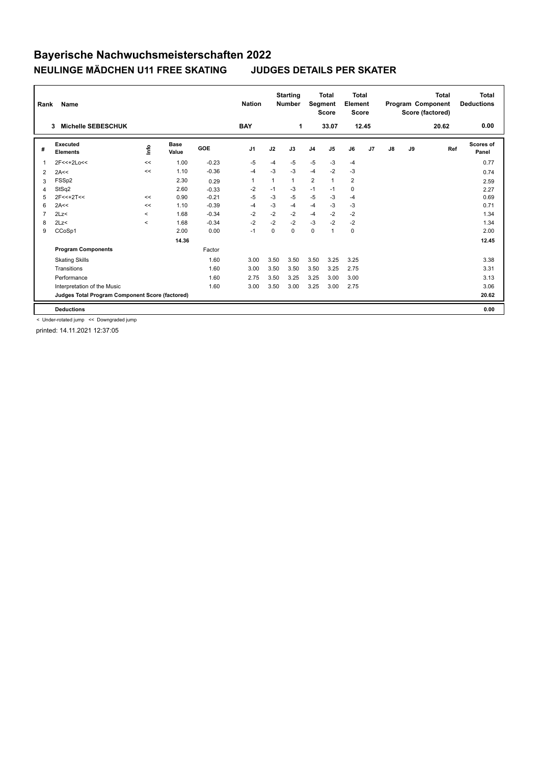# Bayerische Nachwuchsmeisterschaften 2022

## NEULINGE MÄDCHEN U11 FREE SKATING JUDGES DETAILS PER SKATER

| Rank | Name | Nation | Starting Number | Total Segment Score | Total Element Score | Total Program Component Score (factored) | Total Deductions |
|---|---|---|---|---|---|---|---|
| 3 | Michelle SEBESCHUK | BAY | 1 | 33.07 | 12.45 | 20.62 | 0.00 |

| # | Executed Elements | Info | Base Value | GOE | J1 | J2 | J3 | J4 | J5 | J6 | J7 | J8 | J9 | Ref | Scores of Panel |
|---|---|---|---|---|---|---|---|---|---|---|---|---|---|---|---|
| 1 | 2F<<+2Lo<< | << | 1.00 | -0.23 | -5 | -4 | -5 | -5 | -3 | -4 | | | | | 0.77 |
| 2 | 2A<< | << | 1.10 | -0.36 | -4 | -3 | -3 | -4 | -2 | -3 | | | | | 0.74 |
| 3 | FSSp2 | | 2.30 | 0.29 | 1 | 1 | 1 | 2 | 1 | 2 | | | | | 2.59 |
| 4 | StSq2 | | 2.60 | -0.33 | -2 | -1 | -3 | -1 | -1 | 0 | | | | | 2.27 |
| 5 | 2F<<+2T<< | << | 0.90 | -0.21 | -5 | -3 | -5 | -5 | -3 | -4 | | | | | 0.69 |
| 6 | 2A<< | << | 1.10 | -0.39 | -4 | -3 | -4 | -4 | -3 | -3 | | | | | 0.71 |
| 7 | 2Lz< | < | 1.68 | -0.34 | -2 | -2 | -2 | -4 | -2 | -2 | | | | | 1.34 |
| 8 | 2Lz< | < | 1.68 | -0.34 | -2 | -2 | -2 | -3 | -2 | -2 | | | | | 1.34 |
| 9 | CCoSp1 | | 2.00 | 0.00 | -1 | 0 | 0 | 0 | 1 | 0 | | | | | 2.00 |
| | | | 14.36 | | | | | | | | | | | | 12.45 |
| | **Program Components** | | | Factor | | | | | | | | | | | |
| | Skating Skills | | | 1.60 | 3.00 | 3.50 | 3.50 | 3.50 | 3.25 | 3.25 | | | | | 3.38 |
| | Transitions | | | 1.60 | 3.00 | 3.50 | 3.50 | 3.50 | 3.25 | 2.75 | | | | | 3.31 |
| | Performance | | | 1.60 | 2.75 | 3.50 | 3.25 | 3.25 | 3.00 | 3.00 | | | | | 3.13 |
| | Interpretation of the Music | | | 1.60 | 3.00 | 3.50 | 3.00 | 3.25 | 3.00 | 2.75 | | | | | 3.06 |
| | **Judges Total Program Component Score (factored)** | | | | | | | | | | | | | | 20.62 |
| | **Deductions** | | | | | | | | | | | | | | 0.00 |

< Under-rotated jump << Downgraded jump

printed: 14.11.2021 12:37:05